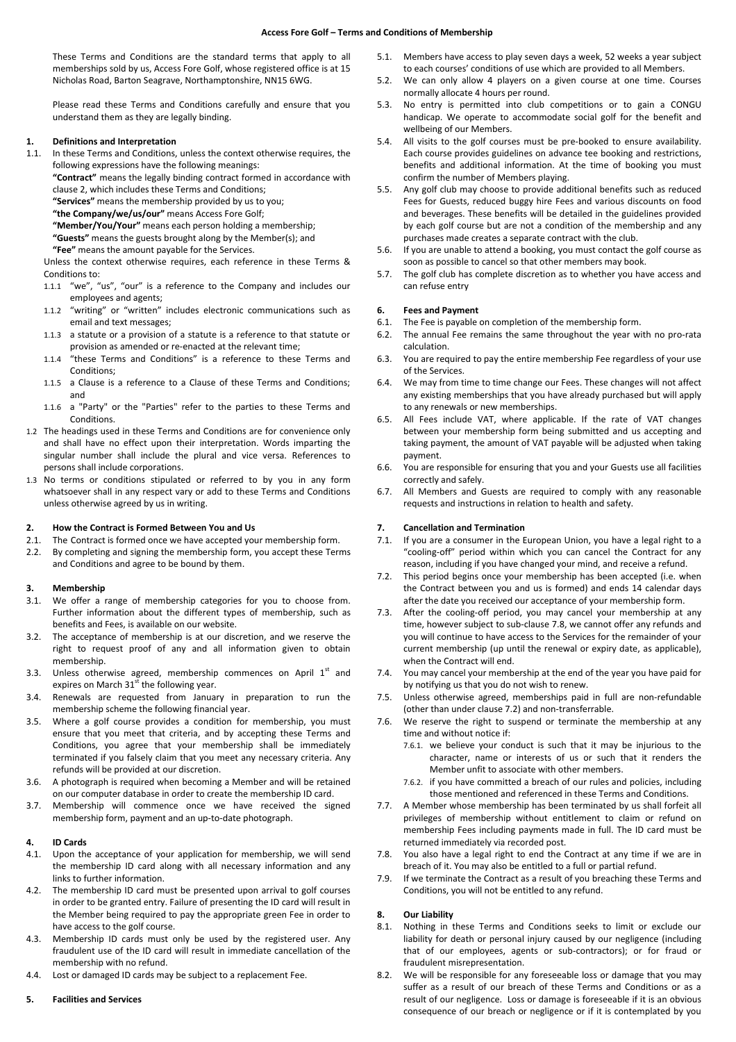# Access Fore Golf – Terms and Conditions of Membership

These Terms and Conditions are the standard terms that apply to all memberships sold by us, Access Fore Golf, whose registered office is at 15 Nicholas Road, Barton Seagrave, Northamptonshire, NN15 6WG.

Please read these Terms and Conditions carefully and ensure that you understand them as they are legally binding.

## 1. Definitions and Interpretation

1.1. In these Terms and Conditions, unless the context otherwise requires, the following expressions have the following meanings:

**"Contract"** means the legally binding contract formed in accordance with clause 2, which includes these Terms and Conditions;

**"Services"** means the membership provided by us to you;

**"the Company/we/us/our"** means Access Fore Golf;

**"Member/You/Your"** means each person holding a membership;

**"Guests"** means the guests brought along by the Member(s); and

**"Fee"** means the amount payable for the Services.

Unless the context otherwise requires, each reference in these Terms & Conditions to:

- 1.1.1 "we", "us", "our" is a reference to the Company and includes our employees and agents;
- 1.1.2 "writing" or "written" includes electronic communications such as email and text messages;
- 1.1.3 a statute or a provision of a statute is a reference to that statute or provision as amended or re-enacted at the relevant time;
- 1.1.4 "these Terms and Conditions" is a reference to these Terms and Conditions;
- 1.1.5 a Clause is a reference to a Clause of these Terms and Conditions; and
- 1.1.6 a "Party" or the "Parties" refer to the parties to these Terms and Conditions.

1.2 The headings used in these Terms and Conditions are for convenience only and shall have no effect upon their interpretation. Words imparting the singular number shall include the plural and vice versa. References to persons shall include corporations.

1.3 No terms or conditions stipulated or referred to by you in any form whatsoever shall in any respect vary or add to these Terms and Conditions unless otherwise agreed by us in writing.

## 2. How the Contract is Formed Between You and Us

2.1. The Contract is formed once we have accepted your membership form.

2.2. By completing and signing the membership form, you accept these Terms and Conditions and agree to be bound by them.

## 3. Membership

3.1. We offer a range of membership categories for you to choose from. Further information about the different types of membership, such as benefits and Fees, is available on our website.

3.2. The acceptance of membership is at our discretion, and we reserve the right to request proof of any and all information given to obtain membership.

3.3. Unless otherwise agreed, membership commences on April 1st and expires on March 31st the following year.

3.4. Renewals are requested from January in preparation to run the membership scheme the following financial year.

3.5. Where a golf course provides a condition for membership, you must ensure that you meet that criteria, and by accepting these Terms and Conditions, you agree that your membership shall be immediately terminated if you falsely claim that you meet any necessary criteria. Any refunds will be provided at our discretion.

3.6. A photograph is required when becoming a Member and will be retained on our computer database in order to create the membership ID card.

3.7. Membership will commence once we have received the signed membership form, payment and an up-to-date photograph.

## 4. ID Cards

4.1. Upon the acceptance of your application for membership, we will send the membership ID card along with all necessary information and any links to further information.

4.2. The membership ID card must be presented upon arrival to golf courses in order to be granted entry. Failure of presenting the ID card will result in the Member being required to pay the appropriate green Fee in order to have access to the golf course.

4.3. Membership ID cards must only be used by the registered user. Any fraudulent use of the ID card will result in immediate cancellation of the membership with no refund.

4.4. Lost or damaged ID cards may be subject to a replacement Fee.

## 5. Facilities and Services

5.1. Members have access to play seven days a week, 52 weeks a year subject to each courses' conditions of use which are provided to all Members.

5.2. We can only allow 4 players on a given course at one time. Courses normally allocate 4 hours per round.

5.3. No entry is permitted into club competitions or to gain a CONGU handicap. We operate to accommodate social golf for the benefit and wellbeing of our Members.

5.4. All visits to the golf courses must be pre-booked to ensure availability. Each course provides guidelines on advance tee booking and restrictions, benefits and additional information. At the time of booking you must confirm the number of Members playing.

5.5. Any golf club may choose to provide additional benefits such as reduced Fees for Guests, reduced buggy hire Fees and various discounts on food and beverages. These benefits will be detailed in the guidelines provided by each golf course but are not a condition of the membership and any purchases made creates a separate contract with the club.

5.6. If you are unable to attend a booking, you must contact the golf course as soon as possible to cancel so that other members may book.

5.7. The golf club has complete discretion as to whether you have access and can refuse entry

## 6. Fees and Payment

6.1. The Fee is payable on completion of the membership form.

6.2. The annual Fee remains the same throughout the year with no pro-rata calculation.

6.3. You are required to pay the entire membership Fee regardless of your use of the Services.

6.4. We may from time to time change our Fees. These changes will not affect any existing memberships that you have already purchased but will apply to any renewals or new memberships.

6.5. All Fees include VAT, where applicable. If the rate of VAT changes between your membership form being submitted and us accepting and taking payment, the amount of VAT payable will be adjusted when taking payment.

6.6. You are responsible for ensuring that you and your Guests use all facilities correctly and safely.

6.7. All Members and Guests are required to comply with any reasonable requests and instructions in relation to health and safety.

## 7. Cancellation and Termination

7.1. If you are a consumer in the European Union, you have a legal right to a "cooling-off" period within which you can cancel the Contract for any reason, including if you have changed your mind, and receive a refund.

7.2. This period begins once your membership has been accepted (i.e. when the Contract between you and us is formed) and ends 14 calendar days after the date you received our acceptance of your membership form.

7.3. After the cooling-off period, you may cancel your membership at any time, however subject to sub-clause 7.8, we cannot offer any refunds and you will continue to have access to the Services for the remainder of your current membership (up until the renewal or expiry date, as applicable), when the Contract will end.

7.4. You may cancel your membership at the end of the year you have paid for by notifying us that you do not wish to renew.

7.5. Unless otherwise agreed, memberships paid in full are non-refundable (other than under clause 7.2) and non-transferrable.

7.6. We reserve the right to suspend or terminate the membership at any time and without notice if:

- 7.6.1. we believe your conduct is such that it may be injurious to the character, name or interests of us or such that it renders the Member unfit to associate with other members.
- 7.6.2. if you have committed a breach of our rules and policies, including those mentioned and referenced in these Terms and Conditions.

7.7. A Member whose membership has been terminated by us shall forfeit all privileges of membership without entitlement to claim or refund on membership Fees including payments made in full. The ID card must be returned immediately via recorded post.

7.8. You also have a legal right to end the Contract at any time if we are in breach of it. You may also be entitled to a full or partial refund.

7.9. If we terminate the Contract as a result of you breaching these Terms and Conditions, you will not be entitled to any refund.

## 8. Our Liability

8.1. Nothing in these Terms and Conditions seeks to limit or exclude our liability for death or personal injury caused by our negligence (including that of our employees, agents or sub-contractors); or for fraud or fraudulent misrepresentation.

8.2. We will be responsible for any foreseeable loss or damage that you may suffer as a result of our breach of these Terms and Conditions or as a result of our negligence. Loss or damage is foreseeable if it is an obvious consequence of our breach or negligence or if it is contemplated by you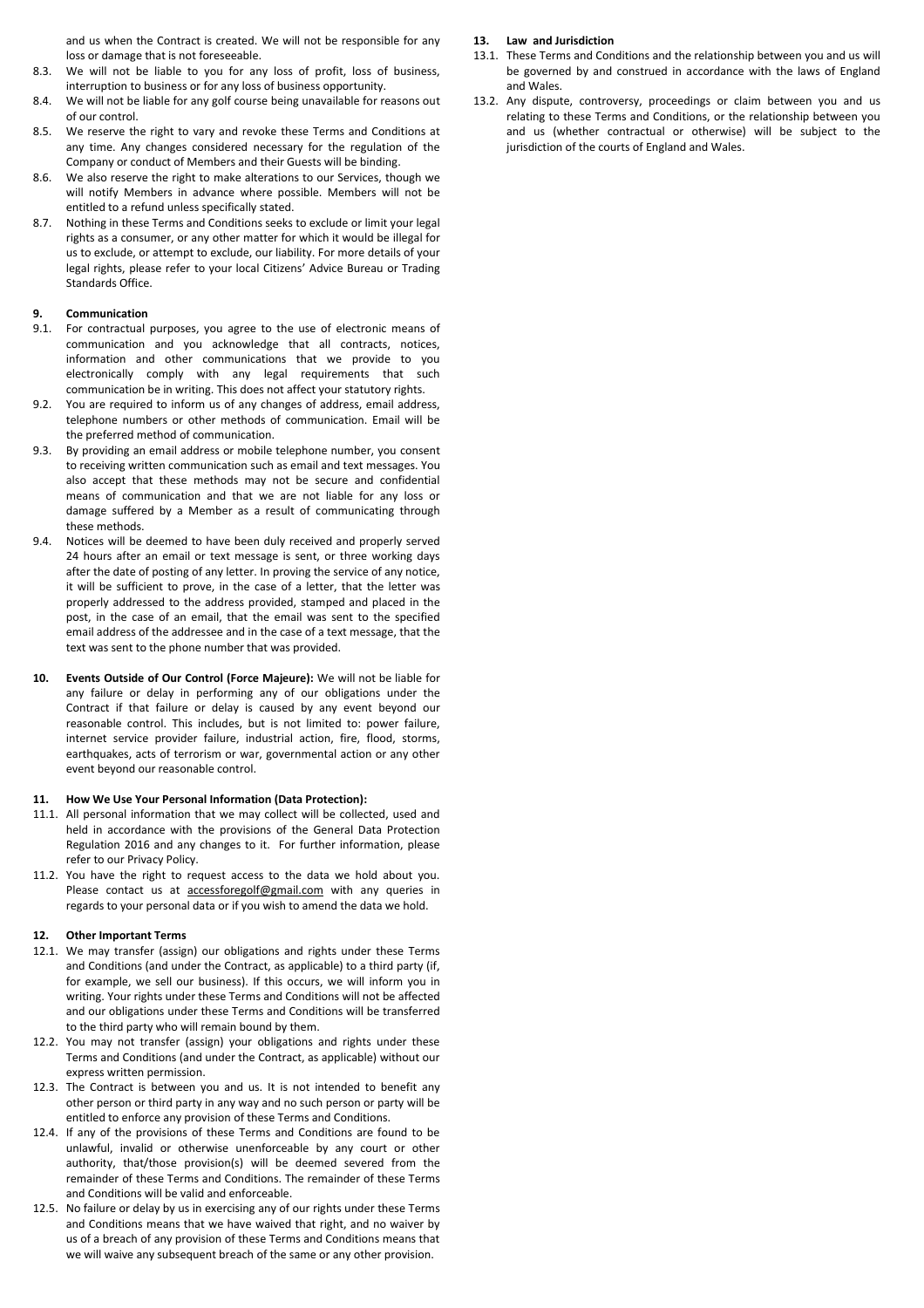and us when the Contract is created. We will not be responsible for any loss or damage that is not foreseeable.

8.3. We will not be liable to you for any loss of profit, loss of business, interruption to business or for any loss of business opportunity.

8.4. We will not be liable for any golf course being unavailable for reasons out of our control.

8.5. We reserve the right to vary and revoke these Terms and Conditions at any time. Any changes considered necessary for the regulation of the Company or conduct of Members and their Guests will be binding.

8.6. We also reserve the right to make alterations to our Services, though we will notify Members in advance where possible. Members will not be entitled to a refund unless specifically stated.

8.7. Nothing in these Terms and Conditions seeks to exclude or limit your legal rights as a consumer, or any other matter for which it would be illegal for us to exclude, or attempt to exclude, our liability. For more details of your legal rights, please refer to your local Citizens' Advice Bureau or Trading Standards Office.

**9. Communication**

9.1. For contractual purposes, you agree to the use of electronic means of communication and you acknowledge that all contracts, notices, information and other communications that we provide to you electronically comply with any legal requirements that such communication be in writing. This does not affect your statutory rights.

9.2. You are required to inform us of any changes of address, email address, telephone numbers or other methods of communication. Email will be the preferred method of communication.

9.3. By providing an email address or mobile telephone number, you consent to receiving written communication such as email and text messages. You also accept that these methods may not be secure and confidential means of communication and that we are not liable for any loss or damage suffered by a Member as a result of communicating through these methods.

9.4. Notices will be deemed to have been duly received and properly served 24 hours after an email or text message is sent, or three working days after the date of posting of any letter. In proving the service of any notice, it will be sufficient to prove, in the case of a letter, that the letter was properly addressed to the address provided, stamped and placed in the post, in the case of an email, that the email was sent to the specified email address of the addressee and in the case of a text message, that the text was sent to the phone number that was provided.

**10. Events Outside of Our Control (Force Majeure):** We will not be liable for any failure or delay in performing any of our obligations under the Contract if that failure or delay is caused by any event beyond our reasonable control. This includes, but is not limited to: power failure, internet service provider failure, industrial action, fire, flood, storms, earthquakes, acts of terrorism or war, governmental action or any other event beyond our reasonable control.

**11. How We Use Your Personal Information (Data Protection):**

11.1. All personal information that we may collect will be collected, used and held in accordance with the provisions of the General Data Protection Regulation 2016 and any changes to it. For further information, please refer to our Privacy Policy.

11.2. You have the right to request access to the data we hold about you. Please contact us at accessforegolf@gmail.com with any queries in regards to your personal data or if you wish to amend the data we hold.

**12. Other Important Terms**

12.1. We may transfer (assign) our obligations and rights under these Terms and Conditions (and under the Contract, as applicable) to a third party (if, for example, we sell our business). If this occurs, we will inform you in writing. Your rights under these Terms and Conditions will not be affected and our obligations under these Terms and Conditions will be transferred to the third party who will remain bound by them.

12.2. You may not transfer (assign) your obligations and rights under these Terms and Conditions (and under the Contract, as applicable) without our express written permission.

12.3. The Contract is between you and us. It is not intended to benefit any other person or third party in any way and no such person or party will be entitled to enforce any provision of these Terms and Conditions.

12.4. If any of the provisions of these Terms and Conditions are found to be unlawful, invalid or otherwise unenforceable by any court or other authority, that/those provision(s) will be deemed severed from the remainder of these Terms and Conditions. The remainder of these Terms and Conditions will be valid and enforceable.

12.5. No failure or delay by us in exercising any of our rights under these Terms and Conditions means that we have waived that right, and no waiver by us of a breach of any provision of these Terms and Conditions means that we will waive any subsequent breach of the same or any other provision.

**13. Law and Jurisdiction**

13.1. These Terms and Conditions and the relationship between you and us will be governed by and construed in accordance with the laws of England and Wales.

13.2. Any dispute, controversy, proceedings or claim between you and us relating to these Terms and Conditions, or the relationship between you and us (whether contractual or otherwise) will be subject to the jurisdiction of the courts of England and Wales.